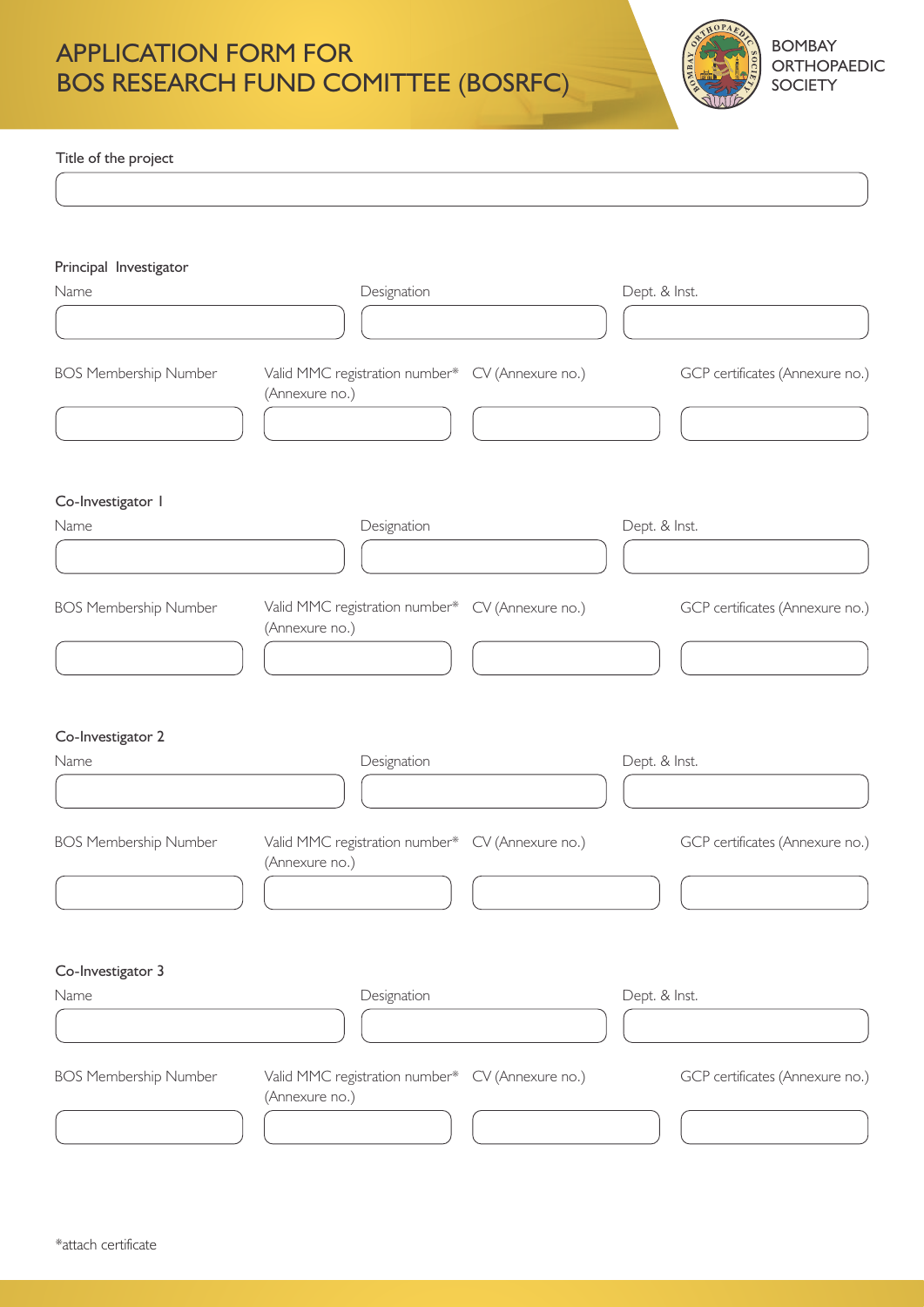# APPLICATION FORM FOR BOS RESEARCH FUND COMITTEE (BOSRFC)

BOMBAY ORTHOPAEDIC SOCIETY

Title of the project

## Principal Investigator

| Name | Designation | Dept. & Inst. |
|---|---|---|
| | | |

| BOS Membership Number | Valid MMC registration number* (Annexure no.) | CV (Annexure no.) | GCP certificates (Annexure no.) |
|---|---|---|---|
| | | | |

## Co-Investigator 1

| Name | Designation | Dept. & Inst. |
|---|---|---|
| | | |

| BOS Membership Number | Valid MMC registration number* (Annexure no.) | CV (Annexure no.) | GCP certificates (Annexure no.) |
|---|---|---|---|
| | | | |

## Co-Investigator 2

| Name | Designation | Dept. & Inst. |
|---|---|---|
| | | |

| BOS Membership Number | Valid MMC registration number* (Annexure no.) | CV (Annexure no.) | GCP certificates (Annexure no.) |
|---|---|---|---|
| | | | |

## Co-Investigator 3

| Name | Designation | Dept. & Inst. |
|---|---|---|
| | | |

| BOS Membership Number | Valid MMC registration number* (Annexure no.) | CV (Annexure no.) | GCP certificates (Annexure no.) |
|---|---|---|---|
| | | | |

*attach certificate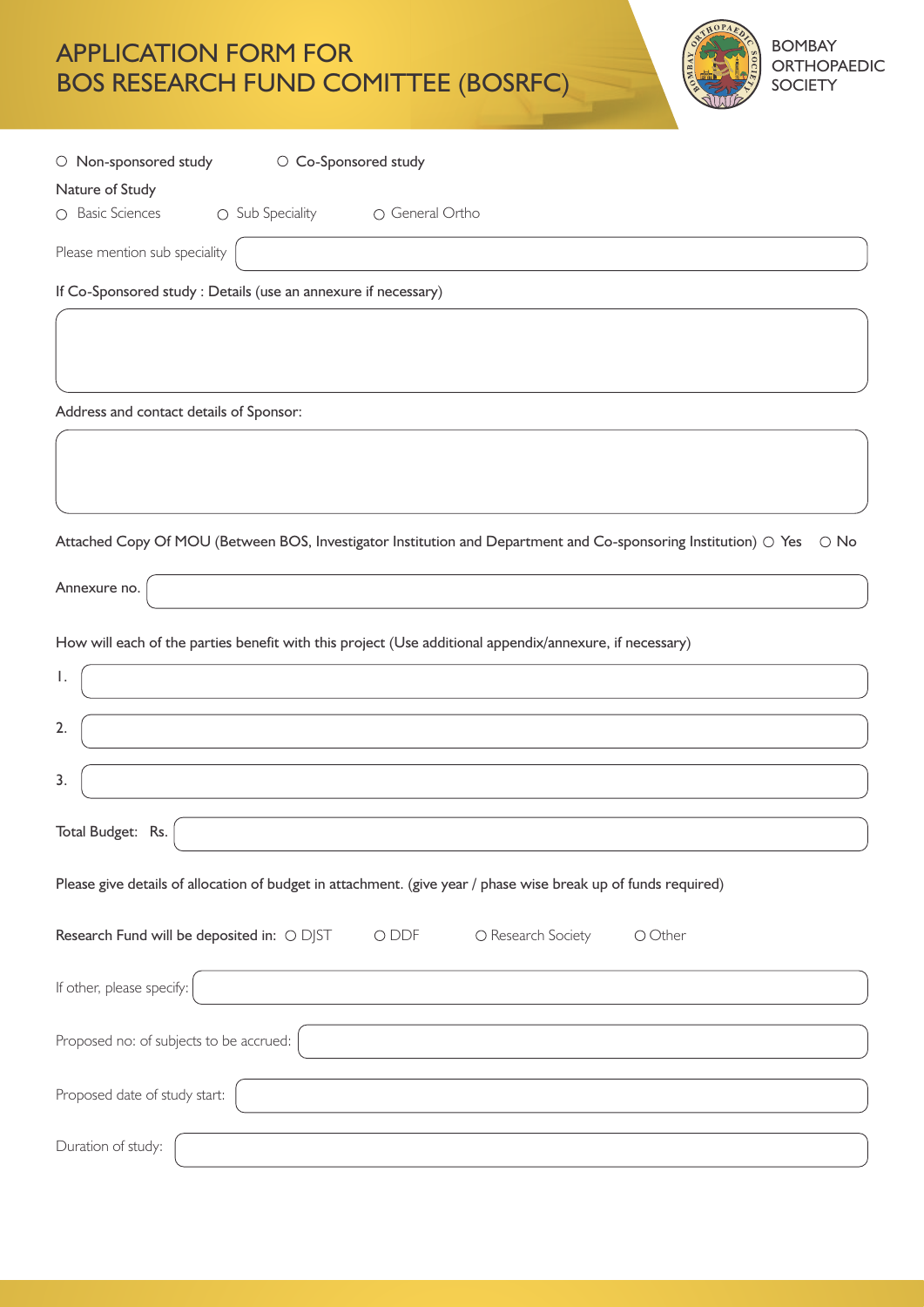# APPLICATION FORM FOR BOS RESEARCH FUND COMITTEE (BOSRFC)

BOMBAY ORTHOPAEDIC SOCIETY

○ Non-sponsored study ○ Co-Sponsored study

Nature of Study

○ Basic Sciences ○ Sub Speciality ○ General Ortho

Please mention sub speciality: ______________________

If Co-Sponsored study : Details (use an annexure if necessary)

______________________

Address and contact details of Sponsor:

______________________

Attached Copy Of MOU (Between BOS, Investigator Institution and Department and Co-sponsoring Institution) ○ Yes ○ No

Annexure no. ______________________

How will each of the parties benefit with this project (Use additional appendix/annexure, if necessary)

1. ______________________
2. ______________________
3. ______________________

Total Budget: Rs. ______________________

Please give details of allocation of budget in attachment. (give year / phase wise break up of funds required)

Research Fund will be deposited in: ○ DJST ○ DDF ○ Research Society ○ Other

If other, please specify: ______________________

Proposed no: of subjects to be accrued: ______________________

Proposed date of study start: ______________________

Duration of study: ______________________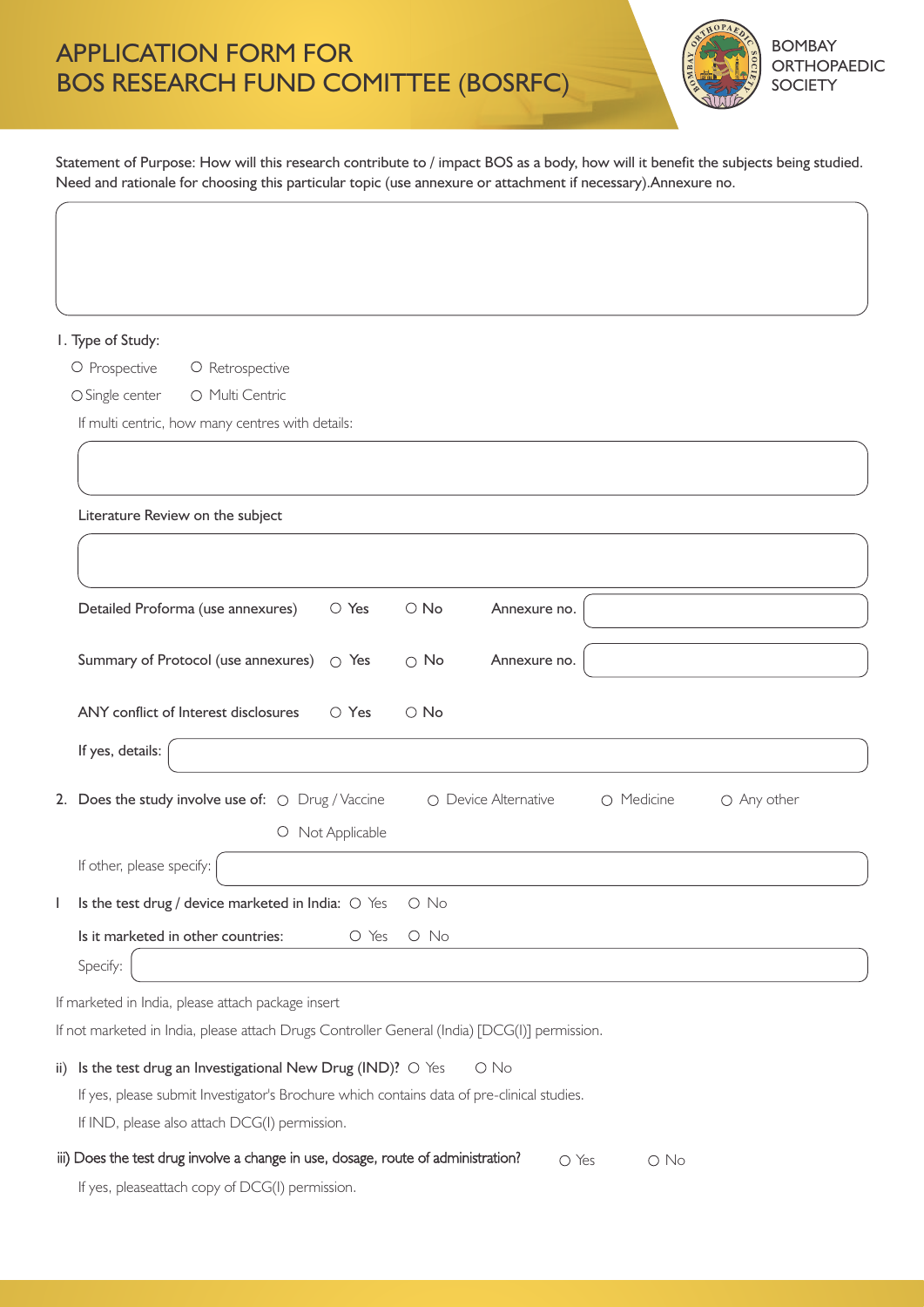# APPLICATION FORM FOR BOS RESEARCH FUND COMITTEE (BOSRFC)

BOMBAY ORTHOPAEDIC SOCIETY

Statement of Purpose: How will this research contribute to / impact BOS as a body, how will it benefit the subjects being studied. Need and rationale for choosing this particular topic (use annexure or attachment if necessary).Annexure no.

1. Type of Study:

○ Prospective ○ Retrospective

○ Single center ○ Multi Centric

If multi centric, how many centres with details:

Literature Review on the subject

Detailed Proforma (use annexures) ○ Yes ○ No Annexure no.

Summary of Protocol (use annexures) ○ Yes ○ No Annexure no.

ANY conflict of Interest disclosures ○ Yes ○ No

If yes, details:

2. Does the study involve use of: ○ Drug / Vaccine ○ Device Alternative ○ Medicine ○ Any other ○ Not Applicable

If other, please specify:

I Is the test drug / device marketed in India: ○ Yes ○ No

Is it marketed in other countries: ○ Yes ○ No

Specify:

If marketed in India, please attach package insert

If not marketed in India, please attach Drugs Controller General (India) [DCG(I)] permission.

ii) Is the test drug an Investigational New Drug (IND)? ○ Yes ○ No

If yes, please submit Investigator's Brochure which contains data of pre-clinical studies.

If IND, please also attach DCG(I) permission.

iii) Does the test drug involve a change in use, dosage, route of administration? ○ Yes ○ No

If yes, pleaseattach copy of DCG(I) permission.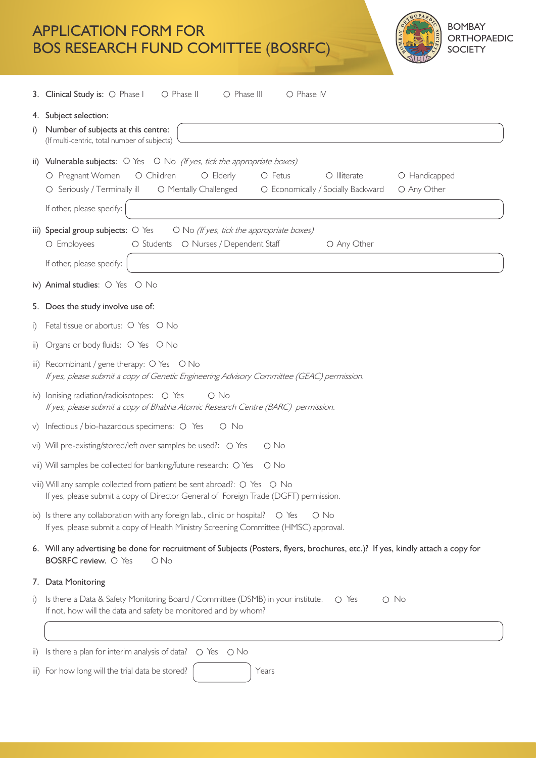# APPLICATION FORM FOR BOS RESEARCH FUND COMITTEE (BOSRFC)

BOMBAY ORTHOPAEDIC SOCIETY

3. **Clinical Study is:** ○ Phase I ○ Phase II ○ Phase III ○ Phase IV

4. **Subject selection:**

i) **Number of subjects at this centre:**
(If multi-centric, total number of subjects)

ii) **Vulnerable subjects**: ○ Yes ○ No *(If yes, tick the appropriate boxes)*

○ Pregnant Women ○ Children ○ Elderly ○ Fetus ○ Illiterate ○ Handicapped
○ Seriously / Terminally ill ○ Mentally Challenged ○ Economically / Socially Backward ○ Any Other

If other, please specify:

iii) **Special group subjects:** ○ Yes ○ No *(If yes, tick the appropriate boxes)*

○ Employees ○ Students ○ Nurses / Dependent Staff ○ Any Other

If other, please specify:

iv) **Animal studies**: ○ Yes ○ No

5. **Does the study involve use of:**

i) Fetal tissue or abortus: ○ Yes ○ No

ii) Organs or body fluids: ○ Yes ○ No

iii) Recombinant / gene therapy: ○ Yes ○ No
*If yes, please submit a copy of Genetic Engineering Advisory Committee (GEAC) permission.*

iv) Ionising radiation/radioisotopes: ○ Yes ○ No
*If yes, please submit a copy of Bhabha Atomic Research Centre (BARC) permission.*

v) Infectious / bio-hazardous specimens: ○ Yes ○ No

vi) Will pre-existing/stored/left over samples be used?: ○ Yes ○ No

vii) Will samples be collected for banking/future research: ○ Yes ○ No

viii) Will any sample collected from patient be sent abroad?: ○ Yes ○ No
If yes, please submit a copy of Director General of Foreign Trade (DGFT) permission.

ix) Is there any collaboration with any foreign lab., clinic or hospital? ○ Yes ○ No
If yes, please submit a copy of Health Ministry Screening Committee (HMSC) approval.

6. **Will any advertising be done for recruitment of Subjects (Posters, flyers, brochures, etc.)? If yes, kindly attach a copy for BOSRFC review.** ○ Yes ○ No

7. **Data Monitoring**

i) Is there a Data & Safety Monitoring Board / Committee (DSMB) in your institute. ○ Yes ○ No
If not, how will the data and safety be monitored and by whom?

ii) Is there a plan for interim analysis of data? ○ Yes ○ No

iii) For how long will the trial data be stored? ______ Years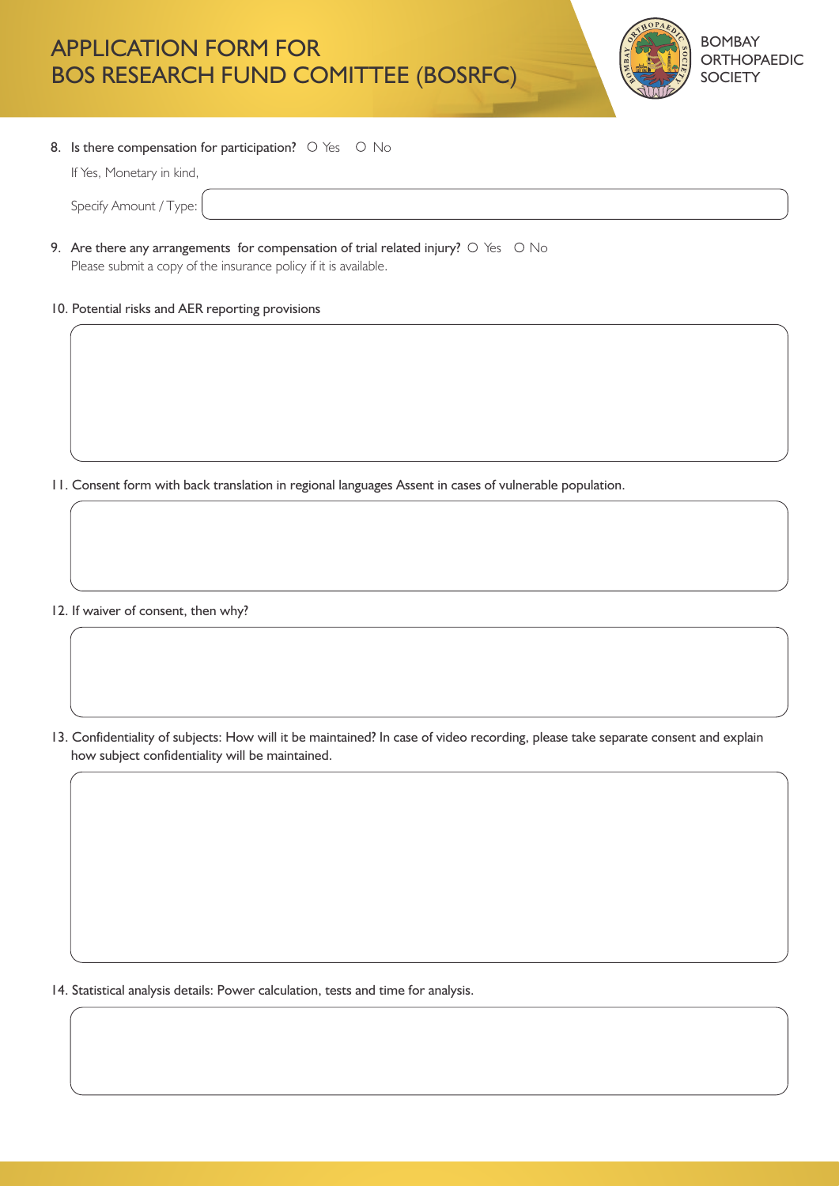# APPLICATION FORM FOR BOS RESEARCH FUND COMITTEE (BOSRFC)

BOMBAY ORTHOPAEDIC SOCIETY

8. Is there compensation for participation? ○ Yes ○ No

   If Yes, Monetary in kind,

   Specify Amount / Type:

9. Are there any arrangements for compensation of trial related injury? ○ Yes ○ No

   Please submit a copy of the insurance policy if it is available.

10. Potential risks and AER reporting provisions

11. Consent form with back translation in regional languages Assent in cases of vulnerable population.

12. If waiver of consent, then why?

13. Confidentiality of subjects: How will it be maintained? In case of video recording, please take separate consent and explain how subject confidentiality will be maintained.

14. Statistical analysis details: Power calculation, tests and time for analysis.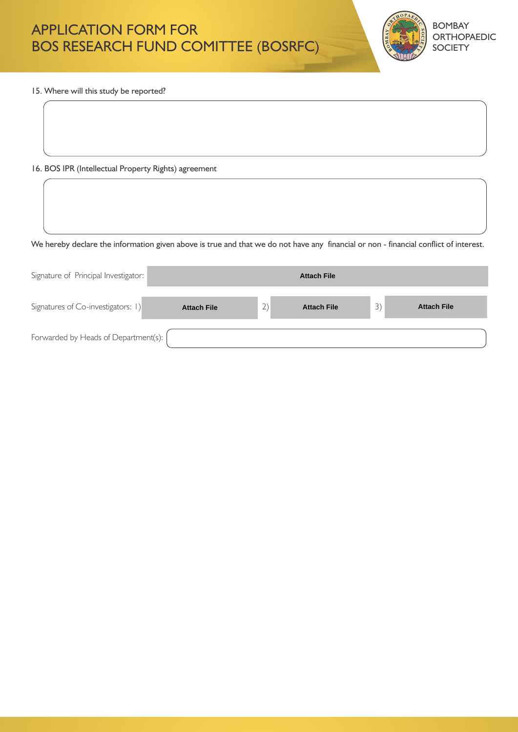15. Where will this study be reported?

16. BOS IPR (Intellectual Property Rights) agreement

We hereby declare the information given above is true and that we do not have any financial or non - financial conflict of interest.

Signature of Principal Investigator: Attach File

Signatures of Co-investigators: 1) Attach File 2) Attach File 3) Attach File

Forwarded by Heads of Department(s):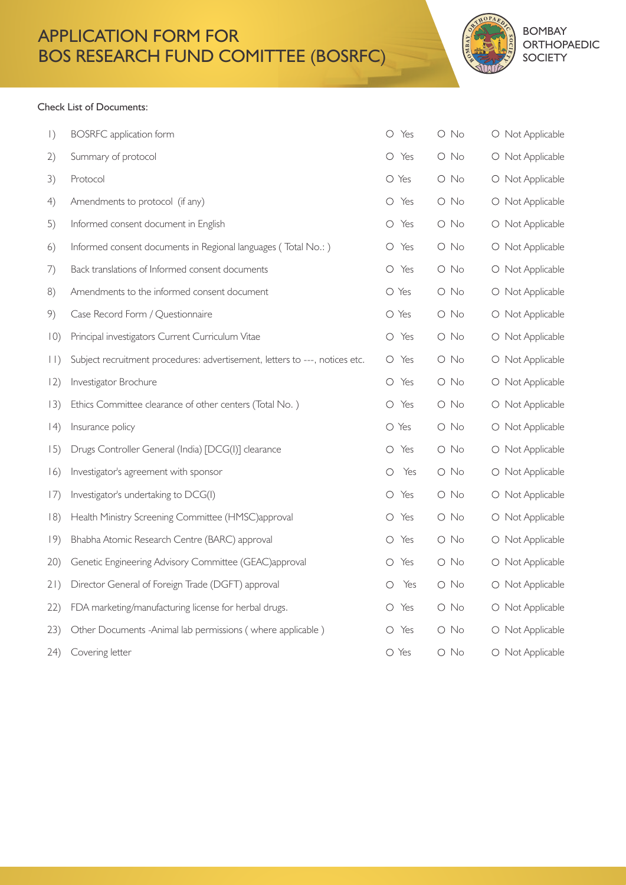# APPLICATION FORM FOR BOS RESEARCH FUND COMITTEE (BOSRFC)

BOMBAY ORTHOPAEDIC SOCIETY

Check List of Documents:

| | | | | |
|---|---|---|---|---|
| 1) | BOSRFC application form | O Yes | O No | O Not Applicable |
| 2) | Summary of protocol | O Yes | O No | O Not Applicable |
| 3) | Protocol | O Yes | O No | O Not Applicable |
| 4) | Amendments to protocol (if any) | O Yes | O No | O Not Applicable |
| 5) | Informed consent document in English | O Yes | O No | O Not Applicable |
| 6) | Informed consent documents in Regional languages ( Total No.: ) | O Yes | O No | O Not Applicable |
| 7) | Back translations of Informed consent documents | O Yes | O No | O Not Applicable |
| 8) | Amendments to the informed consent document | O Yes | O No | O Not Applicable |
| 9) | Case Record Form / Questionnaire | O Yes | O No | O Not Applicable |
| 10) | Principal investigators Current Curriculum Vitae | O Yes | O No | O Not Applicable |
| 11) | Subject recruitment procedures: advertisement, letters to ---, notices etc. | O Yes | O No | O Not Applicable |
| 12) | Investigator Brochure | O Yes | O No | O Not Applicable |
| 13) | Ethics Committee clearance of other centers (Total No. ) | O Yes | O No | O Not Applicable |
| 14) | Insurance policy | O Yes | O No | O Not Applicable |
| 15) | Drugs Controller General (India) [DCG(I)] clearance | O Yes | O No | O Not Applicable |
| 16) | Investigator's agreement with sponsor | O Yes | O No | O Not Applicable |
| 17) | Investigator's undertaking to DCG(I) | O Yes | O No | O Not Applicable |
| 18) | Health Ministry Screening Committee (HMSC)approval | O Yes | O No | O Not Applicable |
| 19) | Bhabha Atomic Research Centre (BARC) approval | O Yes | O No | O Not Applicable |
| 20) | Genetic Engineering Advisory Committee (GEAC)approval | O Yes | O No | O Not Applicable |
| 21) | Director General of Foreign Trade (DGFT) approval | O Yes | O No | O Not Applicable |
| 22) | FDA marketing/manufacturing license for herbal drugs. | O Yes | O No | O Not Applicable |
| 23) | Other Documents -Animal lab permissions ( where applicable ) | O Yes | O No | O Not Applicable |
| 24) | Covering letter | O Yes | O No | O Not Applicable |